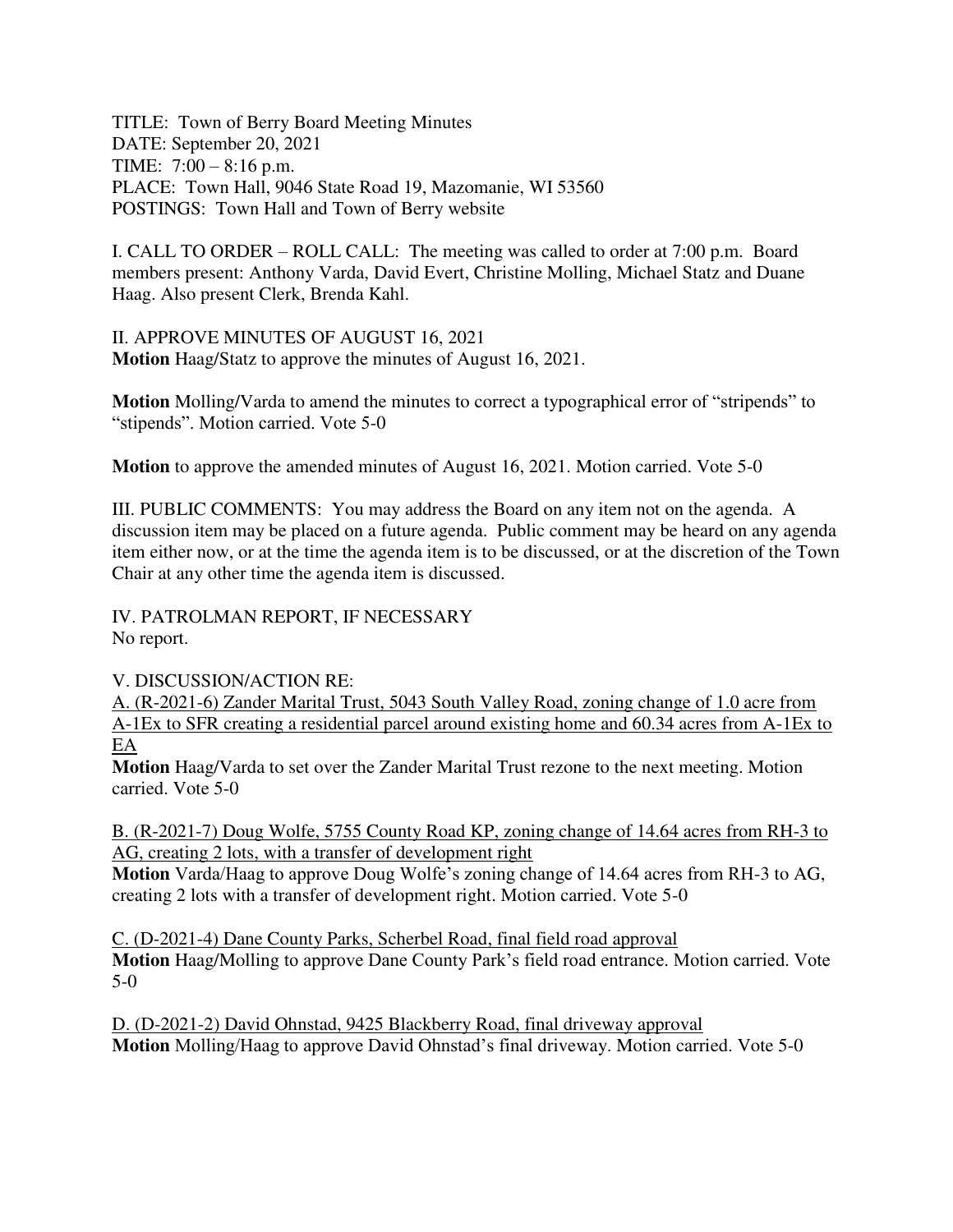TITLE: Town of Berry Board Meeting Minutes
DATE: September 20, 2021
TIME: 7:00 – 8:16 p.m.
PLACE: Town Hall, 9046 State Road 19, Mazomanie, WI 53560
POSTINGS: Town Hall and Town of Berry website

I. CALL TO ORDER – ROLL CALL: The meeting was called to order at 7:00 p.m. Board members present: Anthony Varda, David Evert, Christine Molling, Michael Statz and Duane Haag. Also present Clerk, Brenda Kahl.

II. APPROVE MINUTES OF AUGUST 16, 2021
**Motion** Haag/Statz to approve the minutes of August 16, 2021.

**Motion** Molling/Varda to amend the minutes to correct a typographical error of "stripends" to "stipends". Motion carried. Vote 5-0

**Motion** to approve the amended minutes of August 16, 2021. Motion carried. Vote 5-0

III. PUBLIC COMMENTS: You may address the Board on any item not on the agenda. A discussion item may be placed on a future agenda. Public comment may be heard on any agenda item either now, or at the time the agenda item is to be discussed, or at the discretion of the Town Chair at any other time the agenda item is discussed.

IV. PATROLMAN REPORT, IF NECESSARY
No report.

V. DISCUSSION/ACTION RE:

A. (R-2021-6) Zander Marital Trust, 5043 South Valley Road, zoning change of 1.0 acre from A-1Ex to SFR creating a residential parcel around existing home and 60.34 acres from A-1Ex to EA
**Motion** Haag/Varda to set over the Zander Marital Trust rezone to the next meeting. Motion carried. Vote 5-0

B. (R-2021-7) Doug Wolfe, 5755 County Road KP, zoning change of 14.64 acres from RH-3 to AG, creating 2 lots, with a transfer of development right
**Motion** Varda/Haag to approve Doug Wolfe's zoning change of 14.64 acres from RH-3 to AG, creating 2 lots with a transfer of development right. Motion carried. Vote 5-0

C. (D-2021-4) Dane County Parks, Scherbel Road, final field road approval
**Motion** Haag/Molling to approve Dane County Park's field road entrance. Motion carried. Vote 5-0

D. (D-2021-2) David Ohnstad, 9425 Blackberry Road, final driveway approval
**Motion** Molling/Haag to approve David Ohnstad's final driveway. Motion carried. Vote 5-0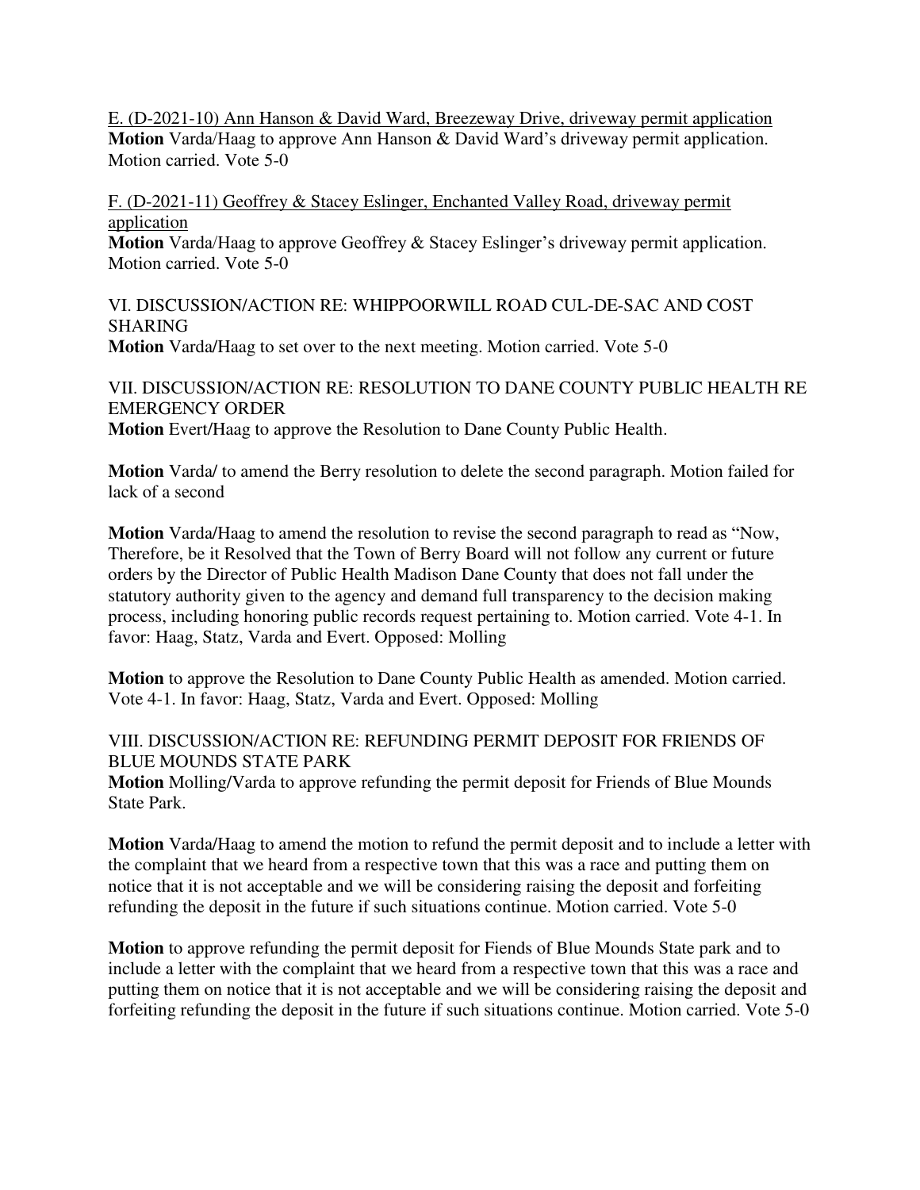E. (D-2021-10) Ann Hanson & David Ward, Breezeway Drive, driveway permit application
**Motion** Varda/Haag to approve Ann Hanson & David Ward's driveway permit application. Motion carried. Vote 5-0

F. (D-2021-11) Geoffrey & Stacey Eslinger, Enchanted Valley Road, driveway permit application
**Motion** Varda/Haag to approve Geoffrey & Stacey Eslinger's driveway permit application. Motion carried. Vote 5-0

VI. DISCUSSION/ACTION RE: WHIPPOORWILL ROAD CUL-DE-SAC AND COST SHARING
**Motion** Varda/Haag to set over to the next meeting. Motion carried. Vote 5-0

VII. DISCUSSION/ACTION RE: RESOLUTION TO DANE COUNTY PUBLIC HEALTH RE EMERGENCY ORDER
**Motion** Evert/Haag to approve the Resolution to Dane County Public Health.

**Motion** Varda/ to amend the Berry resolution to delete the second paragraph. Motion failed for lack of a second

**Motion** Varda/Haag to amend the resolution to revise the second paragraph to read as "Now, Therefore, be it Resolved that the Town of Berry Board will not follow any current or future orders by the Director of Public Health Madison Dane County that does not fall under the statutory authority given to the agency and demand full transparency to the decision making process, including honoring public records request pertaining to. Motion carried. Vote 4-1. In favor: Haag, Statz, Varda and Evert. Opposed: Molling

**Motion** to approve the Resolution to Dane County Public Health as amended. Motion carried. Vote 4-1. In favor: Haag, Statz, Varda and Evert. Opposed: Molling

VIII. DISCUSSION/ACTION RE: REFUNDING PERMIT DEPOSIT FOR FRIENDS OF BLUE MOUNDS STATE PARK
**Motion** Molling/Varda to approve refunding the permit deposit for Friends of Blue Mounds State Park.

**Motion** Varda/Haag to amend the motion to refund the permit deposit and to include a letter with the complaint that we heard from a respective town that this was a race and putting them on notice that it is not acceptable and we will be considering raising the deposit and forfeiting refunding the deposit in the future if such situations continue. Motion carried. Vote 5-0

**Motion** to approve refunding the permit deposit for Fiends of Blue Mounds State park and to include a letter with the complaint that we heard from a respective town that this was a race and putting them on notice that it is not acceptable and we will be considering raising the deposit and forfeiting refunding the deposit in the future if such situations continue. Motion carried. Vote 5-0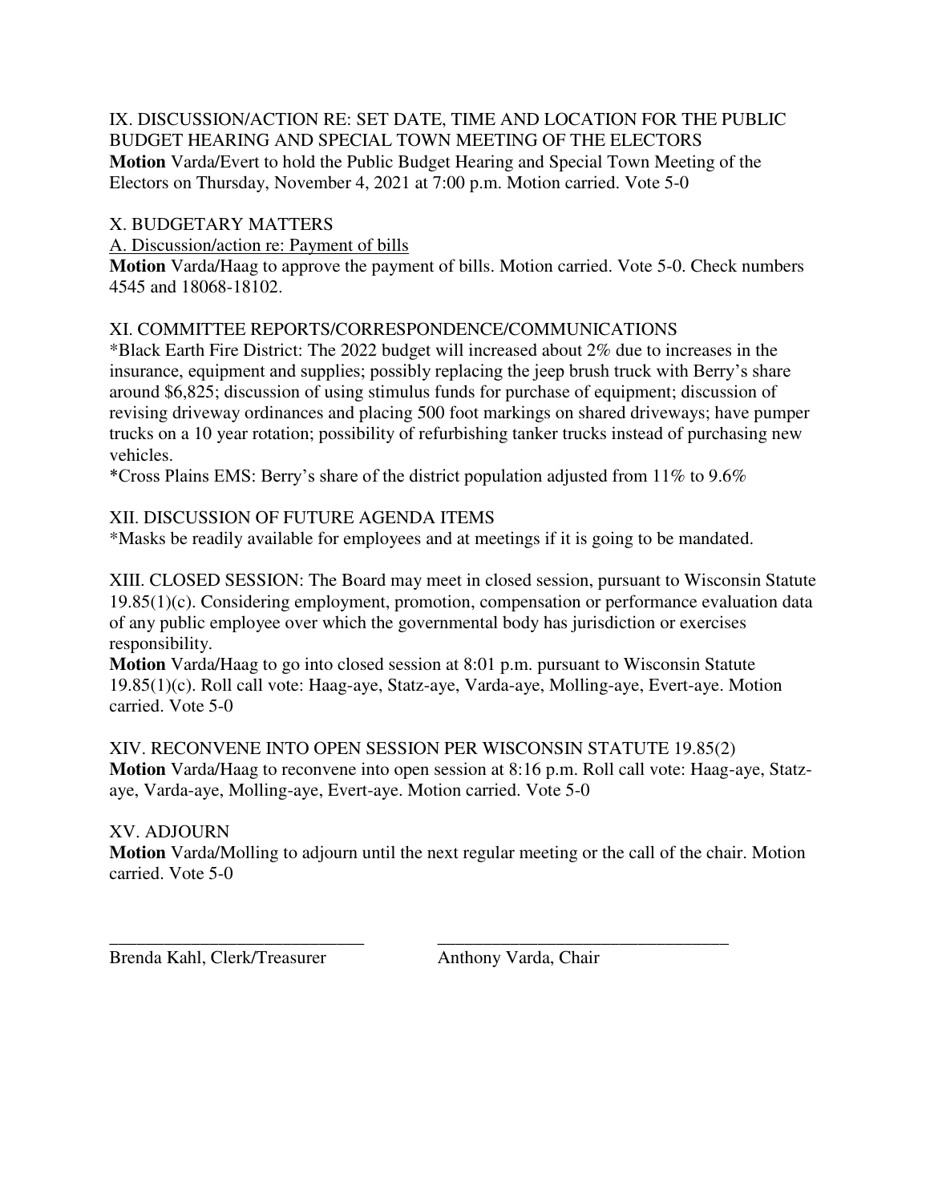IX. DISCUSSION/ACTION RE: SET DATE, TIME AND LOCATION FOR THE PUBLIC BUDGET HEARING AND SPECIAL TOWN MEETING OF THE ELECTORS
**Motion** Varda/Evert to hold the Public Budget Hearing and Special Town Meeting of the Electors on Thursday, November 4, 2021 at 7:00 p.m. Motion carried. Vote 5-0

X. BUDGETARY MATTERS

A. Discussion/action re: Payment of bills

**Motion** Varda/Haag to approve the payment of bills. Motion carried. Vote 5-0. Check numbers 4545 and 18068-18102.

XI. COMMITTEE REPORTS/CORRESPONDENCE/COMMUNICATIONS

*Black Earth Fire District: The 2022 budget will increased about 2% due to increases in the insurance, equipment and supplies; possibly replacing the jeep brush truck with Berry's share around $6,825; discussion of using stimulus funds for purchase of equipment; discussion of revising driveway ordinances and placing 500 foot markings on shared driveways; have pumper trucks on a 10 year rotation; possibility of refurbishing tanker trucks instead of purchasing new vehicles.

*Cross Plains EMS: Berry's share of the district population adjusted from 11% to 9.6%

XII. DISCUSSION OF FUTURE AGENDA ITEMS

*Masks be readily available for employees and at meetings if it is going to be mandated.

XIII. CLOSED SESSION: The Board may meet in closed session, pursuant to Wisconsin Statute 19.85(1)(c). Considering employment, promotion, compensation or performance evaluation data of any public employee over which the governmental body has jurisdiction or exercises responsibility.

**Motion** Varda/Haag to go into closed session at 8:01 p.m. pursuant to Wisconsin Statute 19.85(1)(c). Roll call vote: Haag-aye, Statz-aye, Varda-aye, Molling-aye, Evert-aye. Motion carried. Vote 5-0

XIV. RECONVENE INTO OPEN SESSION PER WISCONSIN STATUTE 19.85(2)
**Motion** Varda/Haag to reconvene into open session at 8:16 p.m. Roll call vote: Haag-aye, Statz-aye, Varda-aye, Molling-aye, Evert-aye. Motion carried. Vote 5-0

XV. ADJOURN
**Motion** Varda/Molling to adjourn until the next regular meeting or the call of the chair. Motion carried. Vote 5-0

_____________________________ _________________________________

Brenda Kahl, Clerk/Treasurer Anthony Varda, Chair